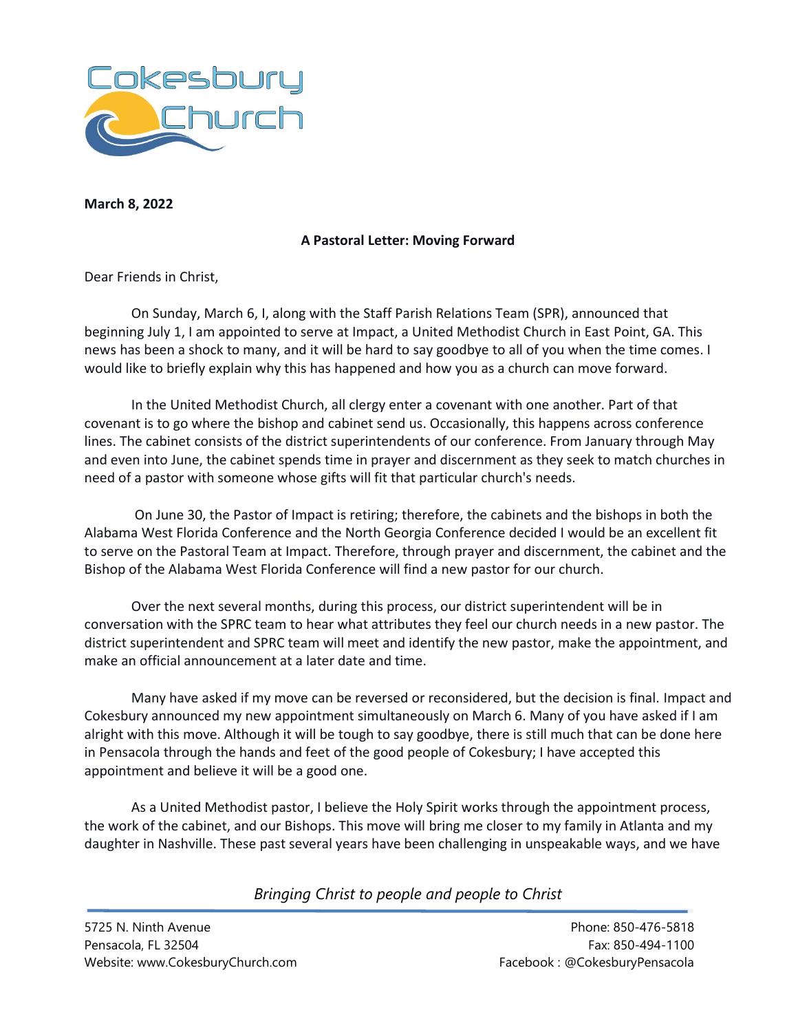Cokesbury Church

**March 8, 2022**

**A Pastoral Letter: Moving Forward**

Dear Friends in Christ,

On Sunday, March 6, I, along with the Staff Parish Relations Team (SPR), announced that beginning July 1, I am appointed to serve at Impact, a United Methodist Church in East Point, GA. This news has been a shock to many, and it will be hard to say goodbye to all of you when the time comes. I would like to briefly explain why this has happened and how you as a church can move forward.

In the United Methodist Church, all clergy enter a covenant with one another. Part of that covenant is to go where the bishop and cabinet send us. Occasionally, this happens across conference lines. The cabinet consists of the district superintendents of our conference. From January through May and even into June, the cabinet spends time in prayer and discernment as they seek to match churches in need of a pastor with someone whose gifts will fit that particular church's needs.

On June 30, the Pastor of Impact is retiring; therefore, the cabinets and the bishops in both the Alabama West Florida Conference and the North Georgia Conference decided I would be an excellent fit to serve on the Pastoral Team at Impact. Therefore, through prayer and discernment, the cabinet and the Bishop of the Alabama West Florida Conference will find a new pastor for our church.

Over the next several months, during this process, our district superintendent will be in conversation with the SPRC team to hear what attributes they feel our church needs in a new pastor. The district superintendent and SPRC team will meet and identify the new pastor, make the appointment, and make an official announcement at a later date and time.

Many have asked if my move can be reversed or reconsidered, but the decision is final. Impact and Cokesbury announced my new appointment simultaneously on March 6. Many of you have asked if I am alright with this move. Although it will be tough to say goodbye, there is still much that can be done here in Pensacola through the hands and feet of the good people of Cokesbury; I have accepted this appointment and believe it will be a good one.

As a United Methodist pastor, I believe the Holy Spirit works through the appointment process, the work of the cabinet, and our Bishops. This move will bring me closer to my family in Atlanta and my daughter in Nashville. These past several years have been challenging in unspeakable ways, and we have

*Bringing Christ to people and people to Christ*

5725 N. Ninth Avenue
Pensacola, FL 32504
Website: www.CokesburyChurch.com

Phone: 850-476-5818
Fax: 850-494-1100
Facebook : @CokesburyPensacola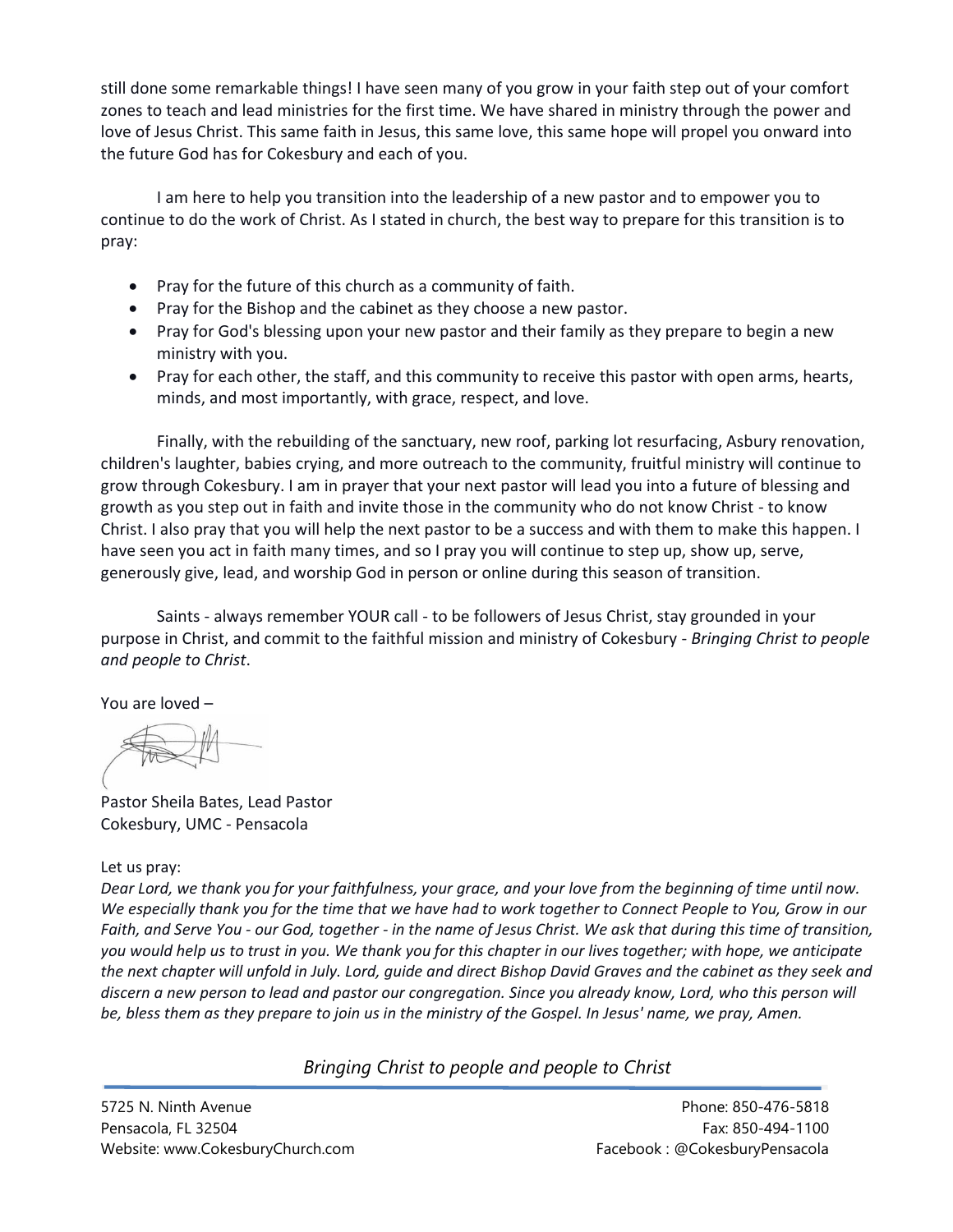still done some remarkable things! I have seen many of you grow in your faith step out of your comfort zones to teach and lead ministries for the first time. We have shared in ministry through the power and love of Jesus Christ. This same faith in Jesus, this same love, this same hope will propel you onward into the future God has for Cokesbury and each of you.

I am here to help you transition into the leadership of a new pastor and to empower you to continue to do the work of Christ. As I stated in church, the best way to prepare for this transition is to pray:

- Pray for the future of this church as a community of faith.
- Pray for the Bishop and the cabinet as they choose a new pastor.
- Pray for God's blessing upon your new pastor and their family as they prepare to begin a new ministry with you.
- Pray for each other, the staff, and this community to receive this pastor with open arms, hearts, minds, and most importantly, with grace, respect, and love.

Finally, with the rebuilding of the sanctuary, new roof, parking lot resurfacing, Asbury renovation, children's laughter, babies crying, and more outreach to the community, fruitful ministry will continue to grow through Cokesbury. I am in prayer that your next pastor will lead you into a future of blessing and growth as you step out in faith and invite those in the community who do not know Christ - to know Christ. I also pray that you will help the next pastor to be a success and with them to make this happen. I have seen you act in faith many times, and so I pray you will continue to step up, show up, serve, generously give, lead, and worship God in person or online during this season of transition.

Saints - always remember YOUR call - to be followers of Jesus Christ, stay grounded in your purpose in Christ, and commit to the faithful mission and ministry of Cokesbury - *Bringing Christ to people and people to Christ*.

You are loved –

Pastor Sheila Bates, Lead Pastor
Cokesbury, UMC - Pensacola

Let us pray:

*Dear Lord, we thank you for your faithfulness, your grace, and your love from the beginning of time until now. We especially thank you for the time that we have had to work together to Connect People to You, Grow in our Faith, and Serve You - our God, together - in the name of Jesus Christ. We ask that during this time of transition, you would help us to trust in you. We thank you for this chapter in our lives together; with hope, we anticipate the next chapter will unfold in July. Lord, guide and direct Bishop David Graves and the cabinet as they seek and discern a new person to lead and pastor our congregation. Since you already know, Lord, who this person will be, bless them as they prepare to join us in the ministry of the Gospel. In Jesus' name, we pray, Amen.*

*Bringing Christ to people and people to Christ*

5725 N. Ninth Avenue
Pensacola, FL 32504
Website: www.CokesburyChurch.com

Phone: 850-476-5818
Fax: 850-494-1100
Facebook : @CokesburyPensacola